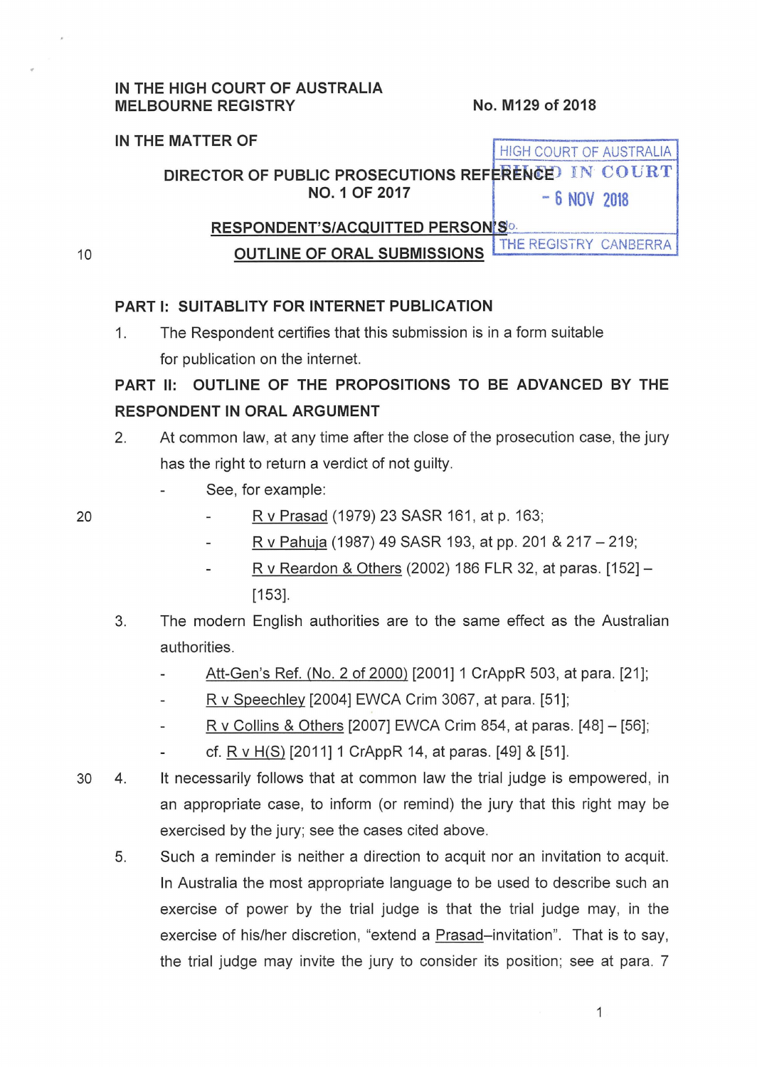IN THE HIGH COURT OF AUSTRALIA
MELBOURNE REGISTRY

No. M129 of 2018

IN THE MATTER OF

HIGH COURT OF AUSTRALIA
FILED IN COURT
- 6 NOV 2018
THE REGISTRY CANBERRA

DIRECTOR OF PUBLIC PROSECUTIONS REFERENCE NO. 1 OF 2017

**RESPONDENT'S/ACQUITTED PERSON'S**

**OUTLINE OF ORAL SUBMISSIONS**

## PART I: SUITABLITY FOR INTERNET PUBLICATION

1. The Respondent certifies that this submission is in a form suitable for publication on the internet.

## PART II: OUTLINE OF THE PROPOSITIONS TO BE ADVANCED BY THE RESPONDENT IN ORAL ARGUMENT

2. At common law, at any time after the close of the prosecution case, the jury has the right to return a verdict of not guilty.
   - See, for example:
     - R v Prasad (1979) 23 SASR 161, at p. 163;
     - R v Pahuja (1987) 49 SASR 193, at pp. 201 & 217 – 219;
     - R v Reardon & Others (2002) 186 FLR 32, at paras. [152] – [153].

3. The modern English authorities are to the same effect as the Australian authorities.
   - Att-Gen's Ref. (No. 2 of 2000) [2001] 1 CrAppR 503, at para. [21];
   - R v Speechley [2004] EWCA Crim 3067, at para. [51];
   - R v Collins & Others [2007] EWCA Crim 854, at paras. [48] – [56];
   - cf. R v H(S) [2011] 1 CrAppR 14, at paras. [49] & [51].

4. It necessarily follows that at common law the trial judge is empowered, in an appropriate case, to inform (or remind) the jury that this right may be exercised by the jury; see the cases cited above.

5. Such a reminder is neither a direction to acquit nor an invitation to acquit. In Australia the most appropriate language to be used to describe such an exercise of power by the trial judge is that the trial judge may, in the exercise of his/her discretion, "extend a Prasad–invitation". That is to say, the trial judge may invite the jury to consider its position; see at para. 7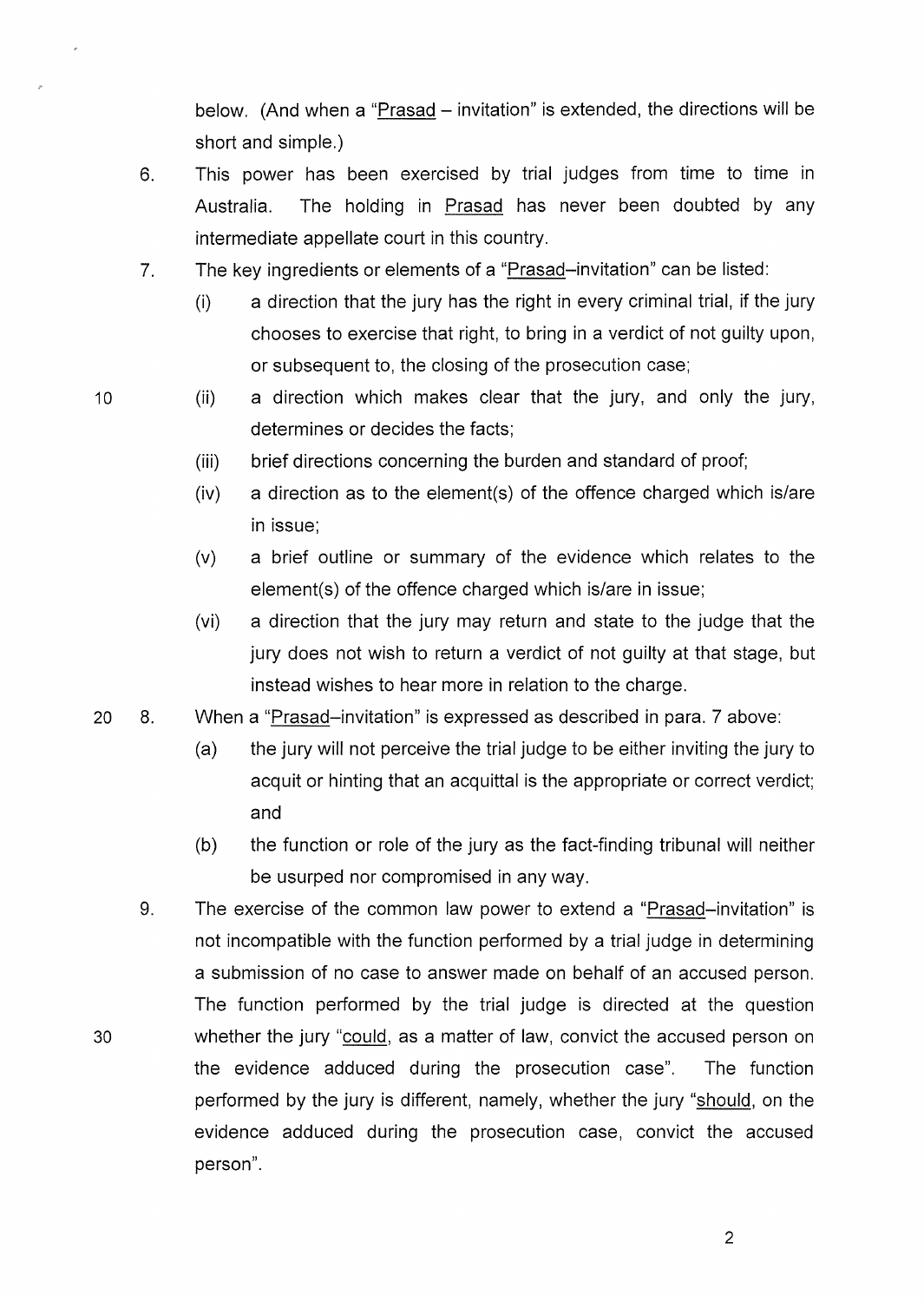below. (And when a "Prasad – invitation" is extended, the directions will be short and simple.)

6. This power has been exercised by trial judges from time to time in Australia. The holding in Prasad has never been doubted by any intermediate appellate court in this country.

7. The key ingredients or elements of a "Prasad–invitation" can be listed:
   (i) a direction that the jury has the right in every criminal trial, if the jury chooses to exercise that right, to bring in a verdict of not guilty upon, or subsequent to, the closing of the prosecution case;
   (ii) a direction which makes clear that the jury, and only the jury, determines or decides the facts;
   (iii) brief directions concerning the burden and standard of proof;
   (iv) a direction as to the element(s) of the offence charged which is/are in issue;
   (v) a brief outline or summary of the evidence which relates to the element(s) of the offence charged which is/are in issue;
   (vi) a direction that the jury may return and state to the judge that the jury does not wish to return a verdict of not guilty at that stage, but instead wishes to hear more in relation to the charge.

8. When a "Prasad–invitation" is expressed as described in para. 7 above:
   (a) the jury will not perceive the trial judge to be either inviting the jury to acquit or hinting that an acquittal is the appropriate or correct verdict; and
   (b) the function or role of the jury as the fact-finding tribunal will neither be usurped nor compromised in any way.

9. The exercise of the common law power to extend a "Prasad–invitation" is not incompatible with the function performed by a trial judge in determining a submission of no case to answer made on behalf of an accused person. The function performed by the trial judge is directed at the question whether the jury "could, as a matter of law, convict the accused person on the evidence adduced during the prosecution case". The function performed by the jury is different, namely, whether the jury "should, on the evidence adduced during the prosecution case, convict the accused person".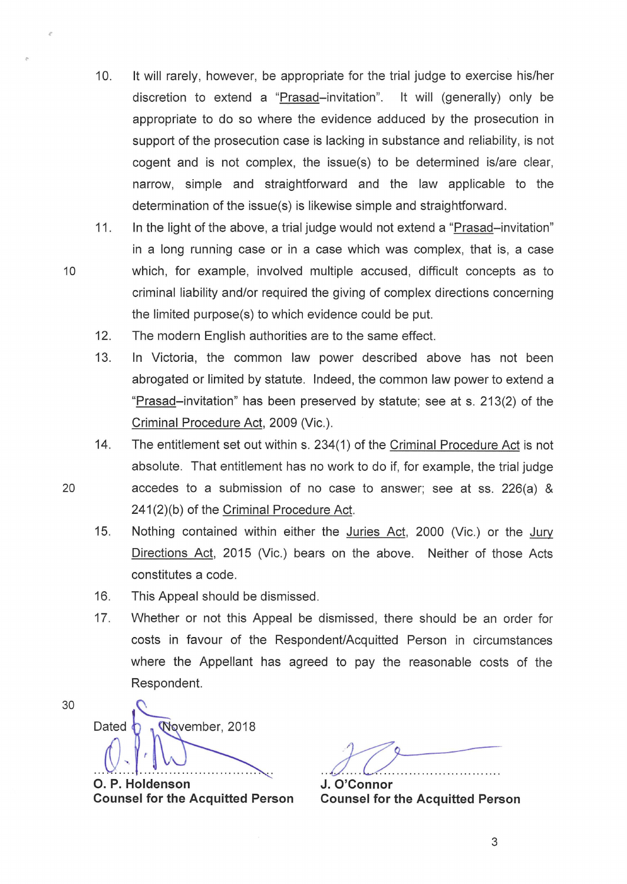10. It will rarely, however, be appropriate for the trial judge to exercise his/her discretion to extend a "Prasad–invitation". It will (generally) only be appropriate to do so where the evidence adduced by the prosecution in support of the prosecution case is lacking in substance and reliability, is not cogent and is not complex, the issue(s) to be determined is/are clear, narrow, simple and straightforward and the law applicable to the determination of the issue(s) is likewise simple and straightforward.

11. In the light of the above, a trial judge would not extend a "Prasad–invitation" in a long running case or in a case which was complex, that is, a case which, for example, involved multiple accused, difficult concepts as to criminal liability and/or required the giving of complex directions concerning the limited purpose(s) to which evidence could be put.

12. The modern English authorities are to the same effect.

13. In Victoria, the common law power described above has not been abrogated or limited by statute. Indeed, the common law power to extend a "Prasad–invitation" has been preserved by statute; see at s. 213(2) of the Criminal Procedure Act, 2009 (Vic.).

14. The entitlement set out within s. 234(1) of the Criminal Procedure Act is not absolute. That entitlement has no work to do if, for example, the trial judge accedes to a submission of no case to answer; see at ss. 226(a) & 241(2)(b) of the Criminal Procedure Act.

15. Nothing contained within either the Juries Act, 2000 (Vic.) or the Jury Directions Act, 2015 (Vic.) bears on the above. Neither of those Acts constitutes a code.

16. This Appeal should be dismissed.

17. Whether or not this Appeal be dismissed, there should be an order for costs in favour of the Respondent/Acquitted Person in circumstances where the Appellant has agreed to pay the reasonable costs of the Respondent.

Dated 9 November, 2018

**O. P. Holdenson**
**Counsel for the Acquitted Person**

**J. O'Connor**
**Counsel for the Acquitted Person**